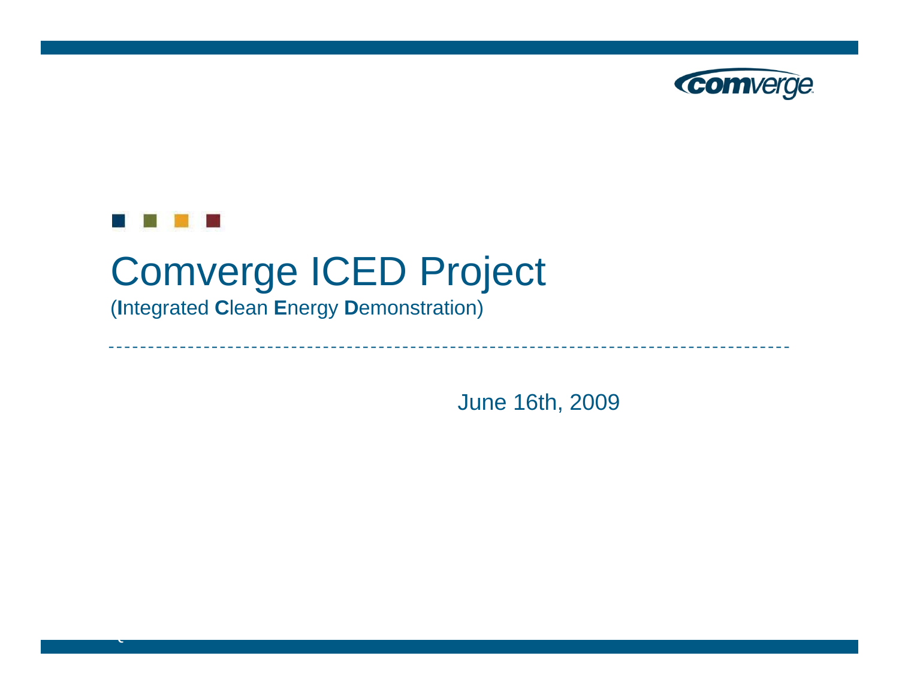# Comverge ICED Project

(**I**ntegrated **C**lean **E**nergy **D**emonstration)

June 16th, 2009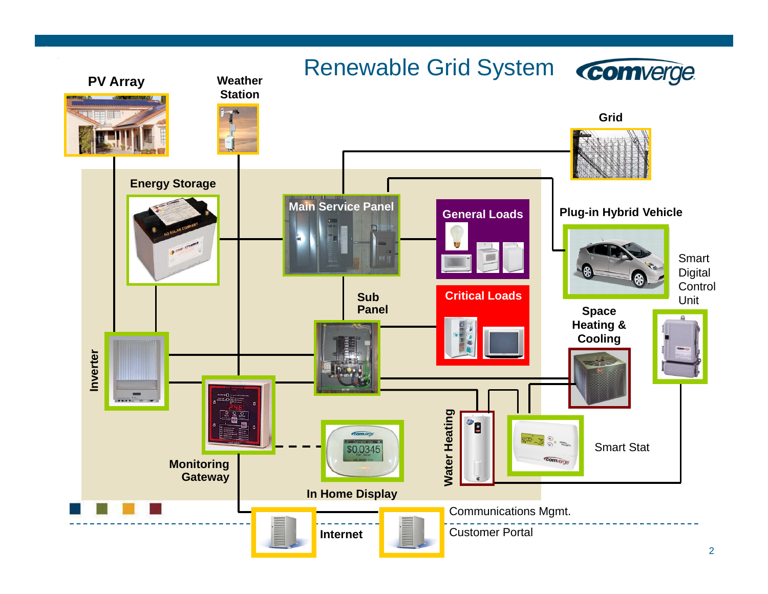# Renewable Grid System

comverge

PV Array

Weather Station

Grid

Energy Storage

Main Service Panel

General Loads

Plug-in Hybrid Vehicle

Smart Digital Control Unit

Critical Loads

Sub Panel

Space Heating & Cooling

Inverter

Monitoring Gateway

In Home Display

Water Heating

Smart Stat

Internet

Communications Mgmt.

Customer Portal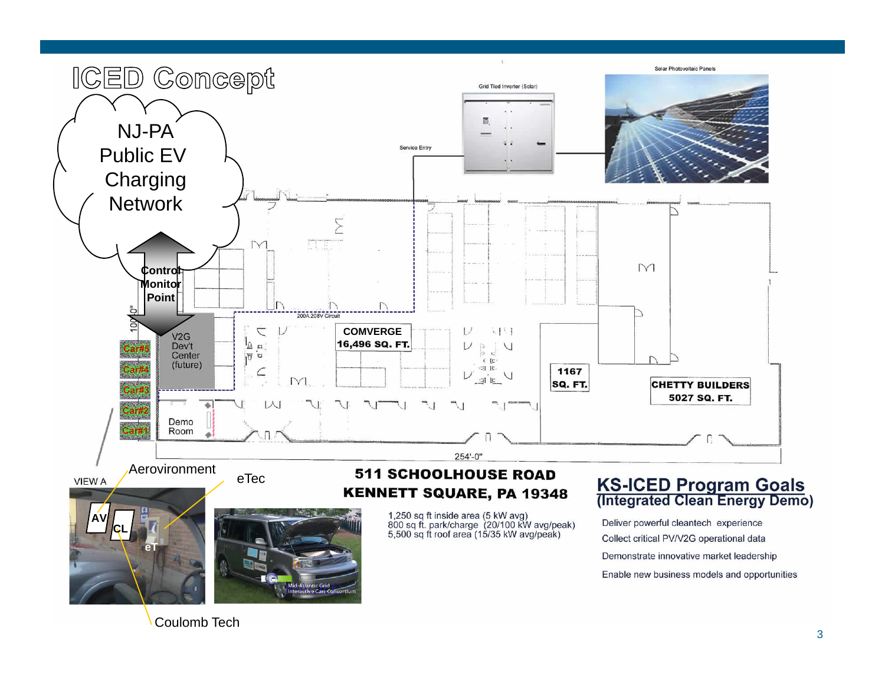# ICED Concept

NJ-PA Public EV Charging Network

Control Monitor Point

V2G Dev't Center (future)

Car#5
Car#4
Car#3
Car#2
Car#1

Demo Room

100'-0"

200A 208V Circuit

Service Entry

Grid Tied Inverter (Solar)

Solar Photovoltaic Panels

COMVERGE
16,496 SQ. FT.

1167
SQ. FT.

CHETTY BUILDERS
5027 SQ. FT.

254'-0"

VIEW A

Aerovironment

eTec

AV
CL
eT

Coulomb Tech

Mid-Atlantic Grid Interactive Cars Consortium

## 511 SCHOOLHOUSE ROAD
## KENNETT SQUARE, PA 19348

1,250 sq ft inside area (5 kW avg)
800 sq ft. park/charge (20/100 kW avg/peak)
5,500 sq ft roof area (15/35 kW avg/peak)

## KS-ICED Program Goals
## (Integrated Clean Energy Demo)

Deliver powerful cleantech experience

Collect critical PV/V2G operational data

Demonstrate innovative market leadership

Enable new business models and opportunities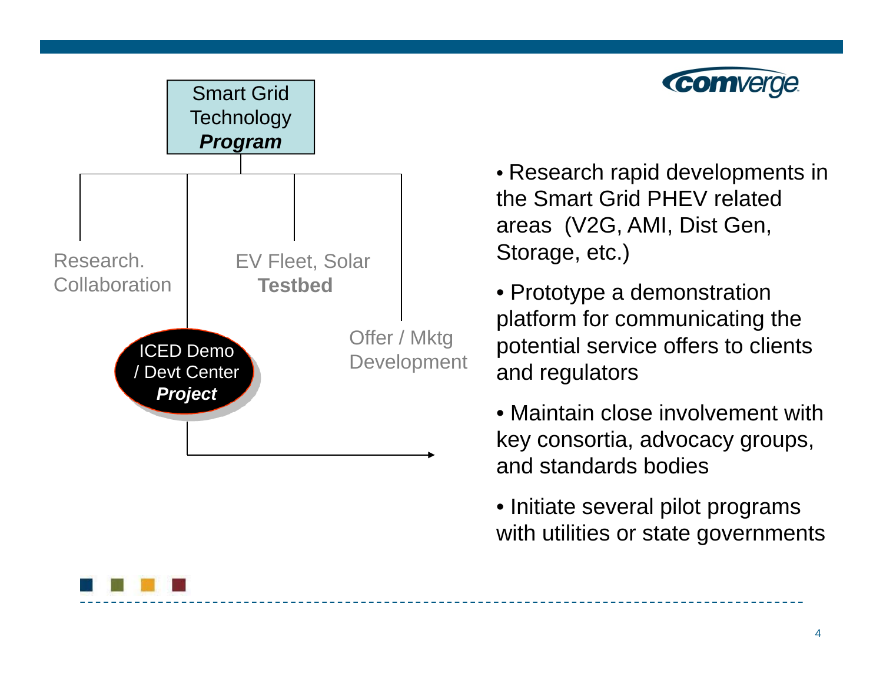Smart Grid Technology ***Program***

- Research. Collaboration
- EV Fleet, Solar **Testbed**
- Offer / Mktg Development
- ICED Demo / Devt Center ***Project***

- Research rapid developments in the Smart Grid PHEV related areas (V2G, AMI, Dist Gen, Storage, etc.)
- Prototype a demonstration platform for communicating the potential service offers to clients and regulators
- Maintain close involvement with key consortia, advocacy groups, and standards bodies
- Initiate several pilot programs with utilities or state governments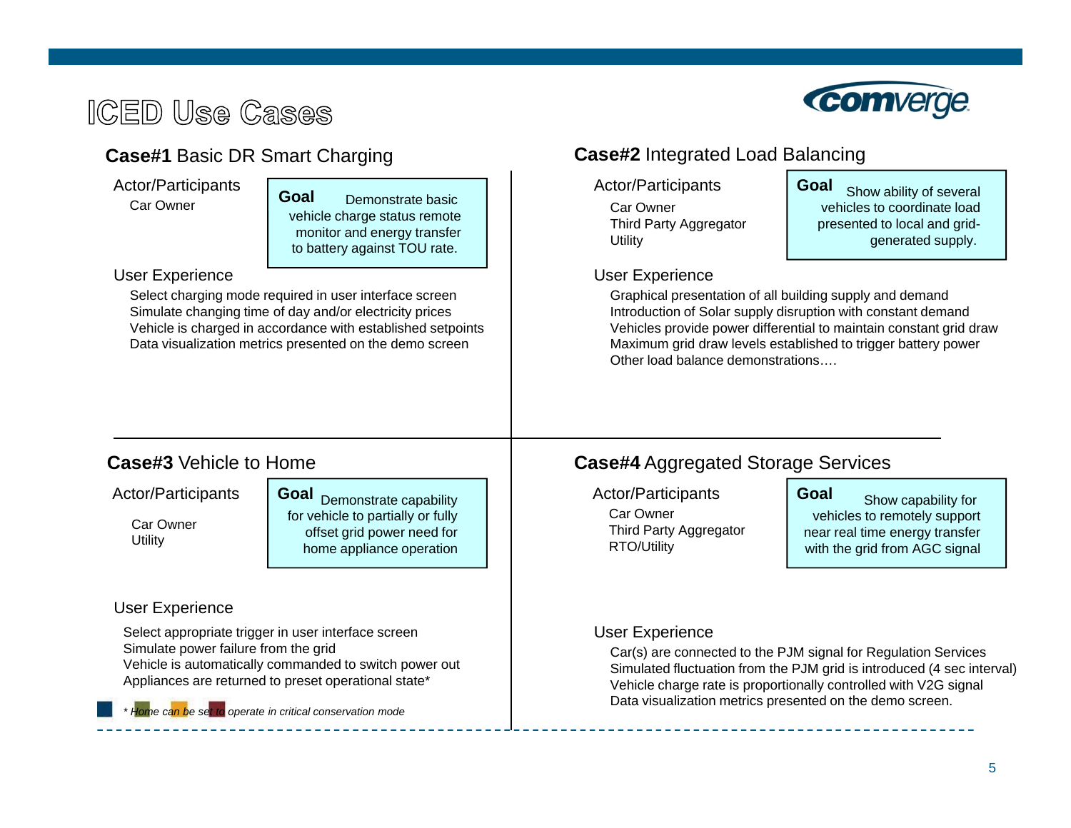# ICED Use Cases

## **Case#1** Basic DR Smart Charging

Actor/Participants

- Car Owner

**Goal** Demonstrate basic vehicle charge status remote monitor and energy transfer to battery against TOU rate.

User Experience

- Select charging mode required in user interface screen
- Simulate changing time of day and/or electricity prices
- Vehicle is charged in accordance with established setpoints
- Data visualization metrics presented on the demo screen

## **Case#2** Integrated Load Balancing

Actor/Participants

- Car Owner
- Third Party Aggregator
- Utility

**Goal** Show ability of several vehicles to coordinate load presented to local and grid-generated supply.

User Experience

- Graphical presentation of all building supply and demand
- Introduction of Solar supply disruption with constant demand
- Vehicles provide power differential to maintain constant grid draw
- Maximum grid draw levels established to trigger battery power
- Other load balance demonstrations….

## **Case#3** Vehicle to Home

Actor/Participants

- Car Owner
- Utility

**Goal** Demonstrate capability for vehicle to partially or fully offset grid power need for home appliance operation

User Experience

- Select appropriate trigger in user interface screen
- Simulate power failure from the grid
- Vehicle is automatically commanded to switch power out
- Appliances are returned to preset operational state*

*\* Home can be set to operate in critical conservation mode*

## **Case#4** Aggregated Storage Services

Actor/Participants

- Car Owner
- Third Party Aggregator
- RTO/Utility

**Goal** Show capability for vehicles to remotely support near real time energy transfer with the grid from AGC signal

User Experience

- Car(s) are connected to the PJM signal for Regulation Services
- Simulated fluctuation from the PJM grid is introduced (4 sec interval)
- Vehicle charge rate is proportionally controlled with V2G signal
- Data visualization metrics presented on the demo screen.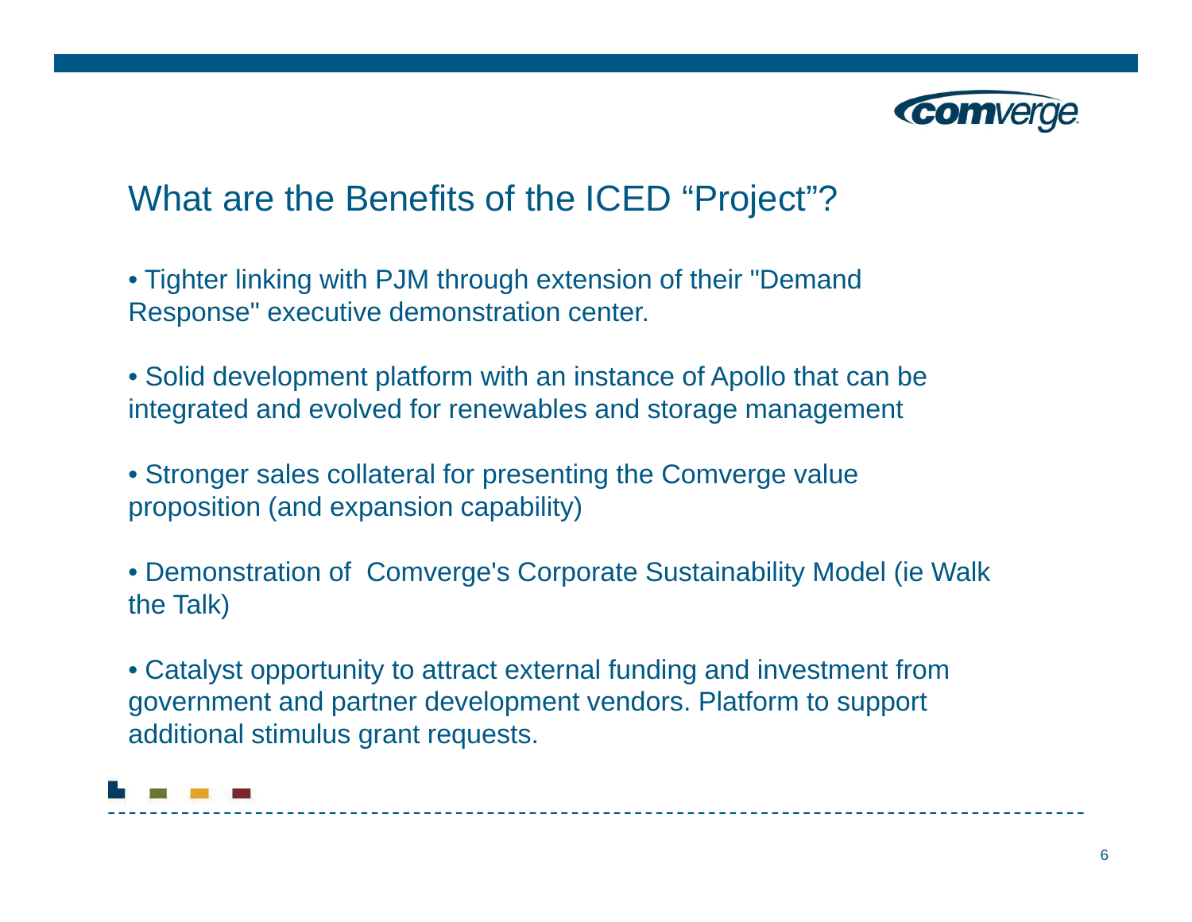## What are the Benefits of the ICED “Project”?

- Tighter linking with PJM through extension of their "Demand Response" executive demonstration center.

- Solid development platform with an instance of Apollo that can be integrated and evolved for renewables and storage management

- Stronger sales collateral for presenting the Comverge value proposition (and expansion capability)

- Demonstration of Comverge's Corporate Sustainability Model (ie Walk the Talk)

- Catalyst opportunity to attract external funding and investment from government and partner development vendors. Platform to support additional stimulus grant requests.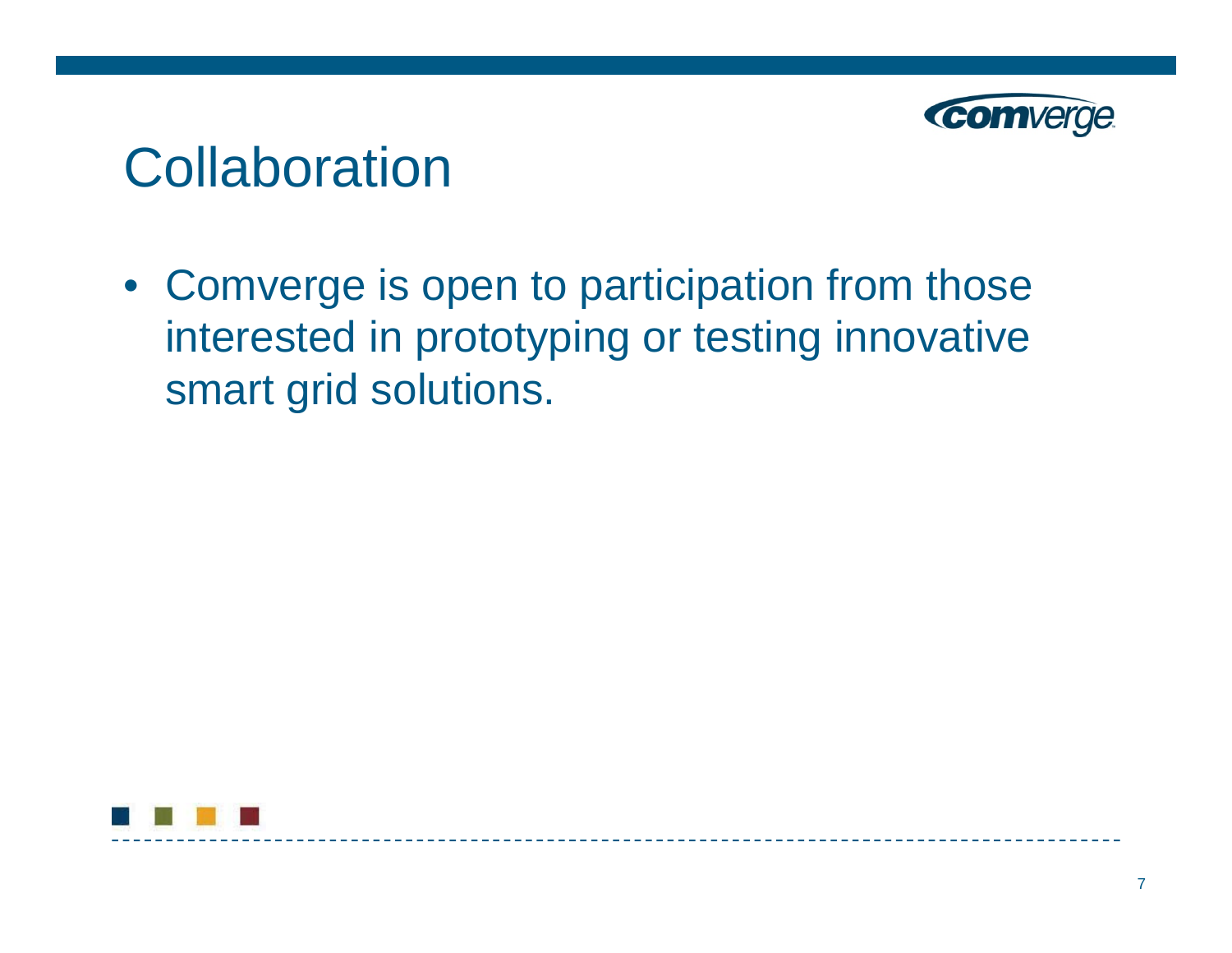# Collaboration

- Comverge is open to participation from those interested in prototyping or testing innovative smart grid solutions.